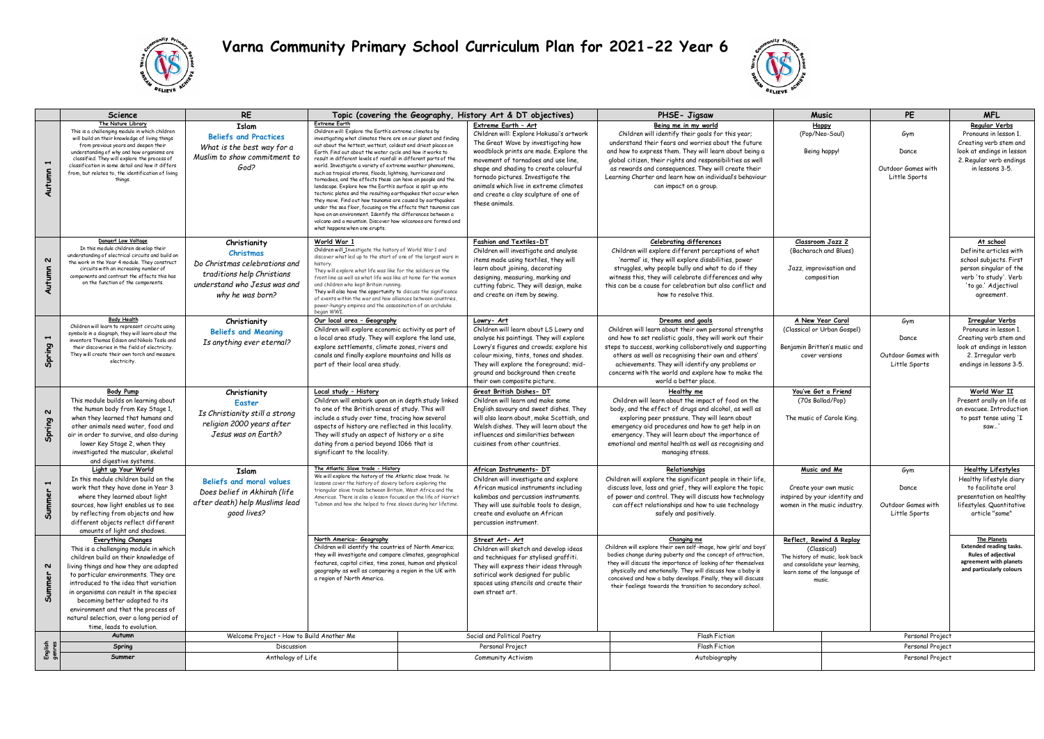# Varna Community Primary School Curriculum Plan for 2021-22 Year 6

| | Science | RE | Topic (covering the Geography, History Art & DT objectives) | | PHSE- Jigsaw | Music | PE | MFL |
|---|---|---|---|---|---|---|---|---|
| Autumn 1 | **The Nature Library** This is a challenging module in which children will build on their knowledge of living things from previous years and deepen their understanding of why and how organisms are classified. They will explore the process of classification in some detail and how it differs from, but relates to, the identification of living things. | **Islam** **Beliefs and Practices** *What is the best way for a Muslim to show commitment to God?* | **Extreme Earth** Children will: Explore the Earth's extreme climates by investigating what climates there are on our planet and finding out about the hottest, wettest, coldest and driest places on Earth. Find out about the water cycle and how it works to result in different levels of rainfall in different parts of the world. Investigate a variety of extreme weather phenomena, such as tropical storms, floods, lightning, hurricanes and tornadoes, and the effects these can have on people and the landscape. Explore how the Earth's surface is split up into tectonic plates and the resulting earthquakes that occur when they move. Find out how tsunamis are caused by earthquakes under the sea floor, focusing on the effects that tsunamis can have on an environment. Identify the differences between a volcano and a mountain. Discover how volcanoes are formed and what happens when one erupts. | **Extreme Earth - Art** Children will: Explore Hokusai's artwork The Great Wave by investigating how woodblock prints are made. Explore the movement of tornadoes and use line, shape and shading to create colourful tornado pictures. Investigate the animals which live in extreme climates and create a clay sculpture of one of these animals. | **Being me in my world** Children will identify their goals for this year; understand their fears and worries about the future and how to express them. They will learn about being a global citizen, their rights and responsibilities as well as rewards and consequences. They will create their Learning Charter and learn how an individual's behaviour can impact on a group. | **Happy** (Pop/Neo-Soul) Being happy! | Gym Dance Outdoor Games with Little Sports | **Regular Verbs** Pronouns in lesson 1. Creating verb stem and look at endings in lesson 2. Regular verb endings in lessons 3-5. |
| Autumn 2 | **Danger! Low Voltage** In this module children develop their understanding of electrical circuits and build on the work in the Year 4 module. They construct circuits with an increasing number of components and contrast the effects this has on the function of the components. | **Christianity** **Christmas** *Do Christmas celebrations and traditions help Christians understand who Jesus was and why he was born?* | **World War 1** Children will Investigate the history of World War 1 and discover what led up to the start of one of the largest wars in history. They will explore what life was like for the soldiers on the front line as well as what life was like at home for the women and children who kept Britain running. They will also have the opportunity to discuss the significance of events within the war and how alliances between countries, power-hungry empires and the assassination of an archduke began WWI. | **Fashion and Textiles-DT** Children will investigate and analyse items made using textiles, they will learn about joining, decorating designing, measuring, marking and cutting fabric. They will design, make and create an item by sewing. | **Celebrating differences** Children will explore different perceptions of what 'normal' is, they will explore disabilities, power struggles, why people bully and what to do if they witness this, they will celebrate differences and why this can be a cause for celebration but also conflict and how to resolve this. | **Classroom Jazz 2** (Bacharach and Blues) Jazz, improvisation and composition | | **At school** Definite articles with school subjects. First person singular of the verb 'to study'. Verb 'to go.' Adjectival agreement. |
| Spring 1 | **Body Health** Children will learn to represent circuits using symbols in a diagram, they will learn about the inventors Thomas Edison and Nikola Tesla and their discoveries in the field of electricity. They will create their own torch and measure electricity. | **Christianity** **Beliefs and Meaning** *Is anything ever eternal?* | **Our local area – Geography** Children will explore economic activity as part of a local area study. They will explore the land use, explore settlements, climate zones, rivers and canals and finally explore mountains and hills as part of their local area study. | **Lowry- Art** Children will learn about LS Lowry and analyse his paintings. They will explore Lowry's figures and crowds; explore his colour mixing, tints, tones and shades. They will explore the foreground; mid-ground and background then create their own composite picture. | **Dreams and goals** Children will learn about their own personal strengths and how to set realistic goals, they will work out their steps to success, working collaboratively and supporting others as well as recognising their own and others' achievements. They will identify any problems or concerns with the world and explore how to make the world a better place. | **A New Year Carol** (Classical or Urban Gospel) Benjamin Britten's music and cover versions | Gym Dance Outdoor Games with Little Sports | **Irregular Verbs** Pronouns in lesson 1. Creating verb stem and look at endings in lesson 2. Irregular verb endings in lessons 3-5. |
| Spring 2 | **Body Pump** This module builds on learning about the human body from Key Stage 1, when they learned that humans and other animals need water, food and air in order to survive, and also during lower Key Stage 2, when they investigated the muscular, skeletal and digestive systems. | **Christianity** **Easter** *Is Christianity still a strong religion 2000 years after Jesus was on Earth?* | **Local study – History** Children will embark upon an in depth study linked to one of the British areas of study. This will include a study over time, tracing how several aspects of history are reflected in this locality. They will study an aspect of history or a site dating from a period beyond 1066 that is significant to the locality. | **Great British Dishes- DT** Children will learn and make some English savoury and sweet dishes. They will also learn about, make Scottish, and Welsh dishes. They will learn about the influences and similarities between cuisines from other countries. | **Healthy me** Children will learn about the impact of food on the body, and the effect of drugs and alcohol, as well as exploring peer pressure. They will learn about emergency aid procedures and how to get help in an emergency. They will learn about the importance of emotional and mental health as well as recognising and managing stress. | **You've Got a Friend** (70s Ballad/Pop) The music of Carole King. | | **World War II** Present orally on life as an evacuee. Introduction to past tense using 'I saw...' |
| Summer 1 | **Light up Your World** In this module children build on the work that they have done in Year 3 where they learned about light sources, how light enables us to see by reflecting from objects and how different objects reflect different amounts of light and shadows. | **Islam** **Beliefs and moral values** *Does belief in Akhirah (life after death) help Muslims lead good lives?* | **The Atlantic Slave trade - History** We will explore the history of the Atlantic slave trade. he lessons cover the history of slavery before exploring the triangular slave trade between Britain, West Africa and the Americas. There is also a lesson focused on the life of Harriet Tubman and how she helped to free slaves during her lifetime. | **African Instruments- DT** Children will investigate and explore African musical instruments including kalimbas and percussion instruments. They will use suitable tools to design, create and evaluate an African percussion instrument. | **Relationships** Children will explore the significant people in their life, discuss love, loss and grief, they will explore the topic of power and control. They will discuss how technology can affect relationships and how to use technology safely and positively. | **Music and Me** Create your own music inspired by your identity and women in the music industry. | Gym Dance Outdoor Games with Little Sports | **Healthy Lifestyles** Healthy lifestyle diary to facilitate oral presentation on healthy lifestyles. Quantitative article "some" |
| Summer 2 | **Everything Changes** This is a challenging module in which children build on their knowledge of living things and how they are adapted to particular environments. They are introduced to the idea that variation in organisms can result in the species becoming better adapted to its environment and that the process of natural selection, over a long period of time, leads to evolution. | | **North America- Geography** Children will identify the countries of North America; they will investigate and compare climates, geographical features, capital cities, time zones, human and physical geography as well as comparing a region in the UK with a region of North America. | **Street Art- Art** Children will sketch and develop ideas and techniques for stylised graffiti. They will express their ideas through satirical work designed for public spaces using stencils and create their own street art. | **Changing me** Children will explore their own self-image, how girls' and boys' bodies change during puberty and the concept of attraction, they will discuss the importance of looking after themselves physically and emotionally. They will discuss how a baby is conceived and how a baby develops. Finally, they will discuss their feelings towards the transition to secondary school. | **Reflect, Rewind & Replay** (Classical) The history of music, look back and consolidate your learning, learn some of the language of music. | | **The Planets** Extended reading tasks. Rules of adjectival agreement with planets and particularly colours |

| English genres | | | | |
|---|---|---|---|---|
| Autumn | Welcome Project – How to Build Another Me | Social and Political Poetry | Flash Fiction | Personal Project |
| Spring | Discussion | Personal Project | Flash Fiction | Personal Project |
| Summer | Anthology of Life | Community Activism | Autobiography | Personal Project |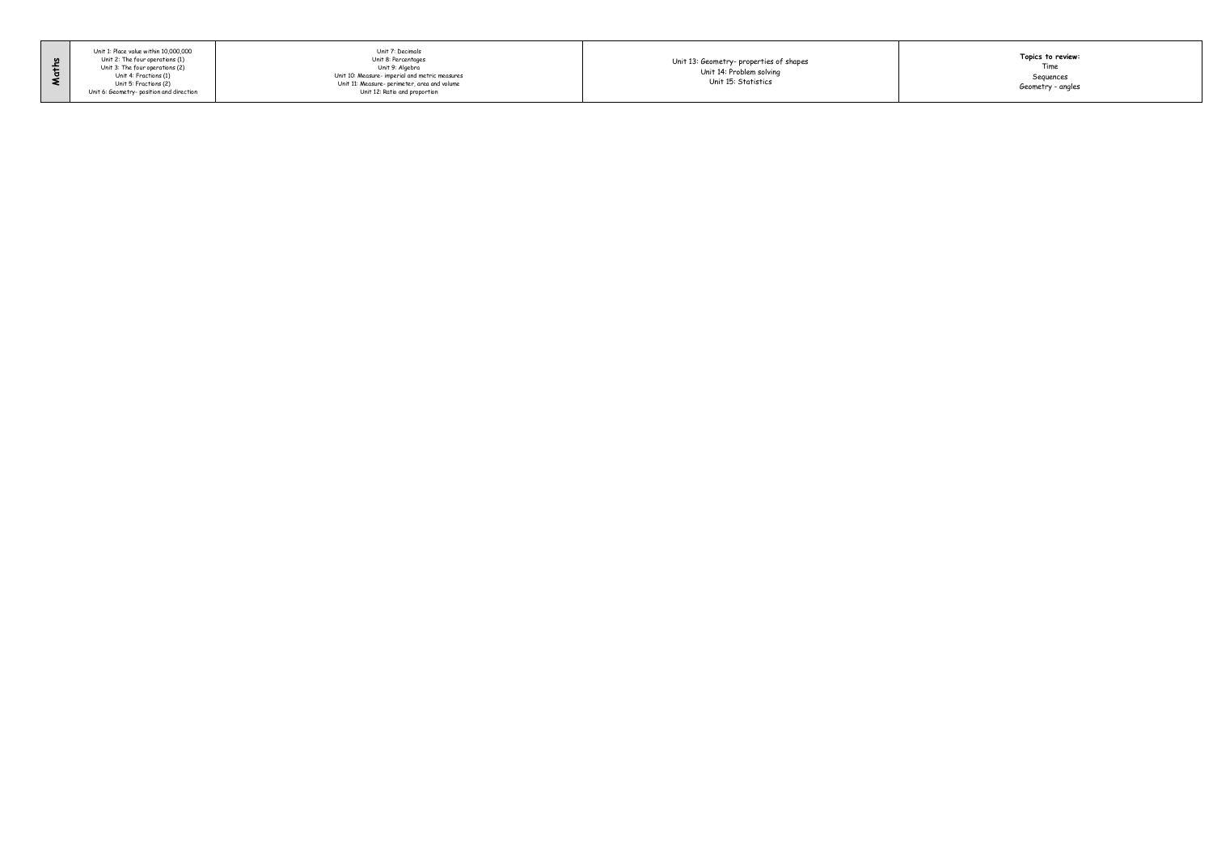| | | | | |
|---|---|---|---|---|
| **Maths** | Unit 1: Place value within 10,000,000<br>Unit 2: The four operations (1)<br>Unit 3: The four operations (2)<br>Unit 4: Fractions (1)<br>Unit 5: Fractions (2)<br>Unit 6: Geometry- position and direction | Unit 7: Decimals<br>Unit 8: Percentages<br>Unit 9: Algebra<br>Unit 10: Measure- imperial and metric measures<br>Unit 11: Measure- perimeter, area and volume<br>Unit 12: Ratio and proportion | Unit 13: Geometry- properties of shapes<br>Unit 14: Problem solving<br>Unit 15: Statistics | **Topics to review:**<br>Time<br>Sequences<br>Geometry - angles |